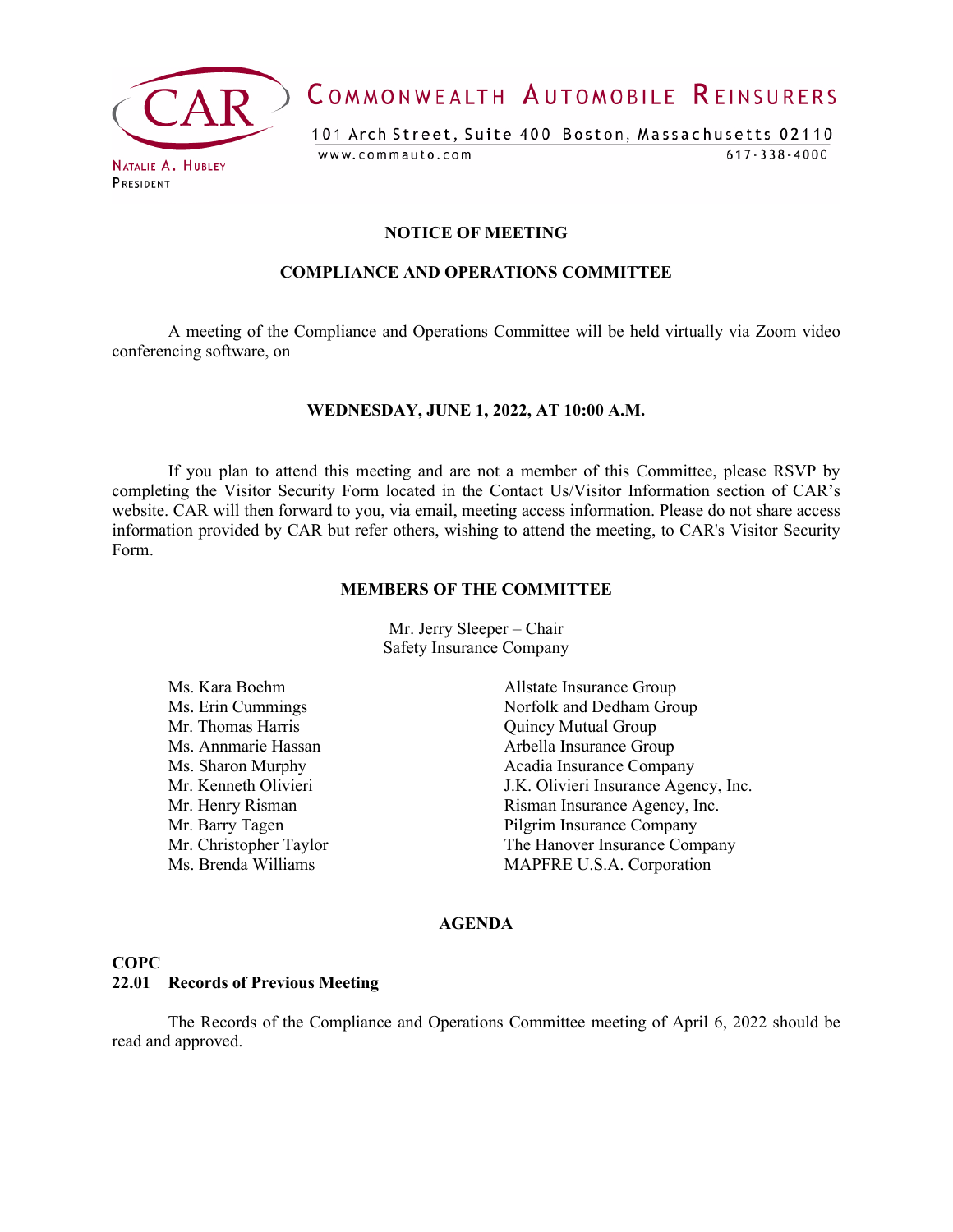COMMONWEALTH AUTOMOBILE REINSURERS

101 Arch Street, Suite 400 Boston, Massachusetts 02110

www.commauto.com 617-338-4000

NATALIE A. HUBLEY
PRESIDENT

**NOTICE OF MEETING**

**COMPLIANCE AND OPERATIONS COMMITTEE**

A meeting of the Compliance and Operations Committee will be held virtually via Zoom video conferencing software, on

**WEDNESDAY, JUNE 1, 2022, AT 10:00 A.M.**

If you plan to attend this meeting and are not a member of this Committee, please RSVP by completing the Visitor Security Form located in the Contact Us/Visitor Information section of CAR's website. CAR will then forward to you, via email, meeting access information. Please do not share access information provided by CAR but refer others, wishing to attend the meeting, to CAR's Visitor Security Form.

**MEMBERS OF THE COMMITTEE**

Mr. Jerry Sleeper – Chair
Safety Insurance Company

| | |
|---|---|
| Ms. Kara Boehm | Allstate Insurance Group |
| Ms. Erin Cummings | Norfolk and Dedham Group |
| Mr. Thomas Harris | Quincy Mutual Group |
| Ms. Annmarie Hassan | Arbella Insurance Group |
| Ms. Sharon Murphy | Acadia Insurance Company |
| Mr. Kenneth Olivieri | J.K. Olivieri Insurance Agency, Inc. |
| Mr. Henry Risman | Risman Insurance Agency, Inc. |
| Mr. Barry Tagen | Pilgrim Insurance Company |
| Mr. Christopher Taylor | The Hanover Insurance Company |
| Ms. Brenda Williams | MAPFRE U.S.A. Corporation |

**AGENDA**

**COPC**
**22.01 Records of Previous Meeting**

The Records of the Compliance and Operations Committee meeting of April 6, 2022 should be read and approved.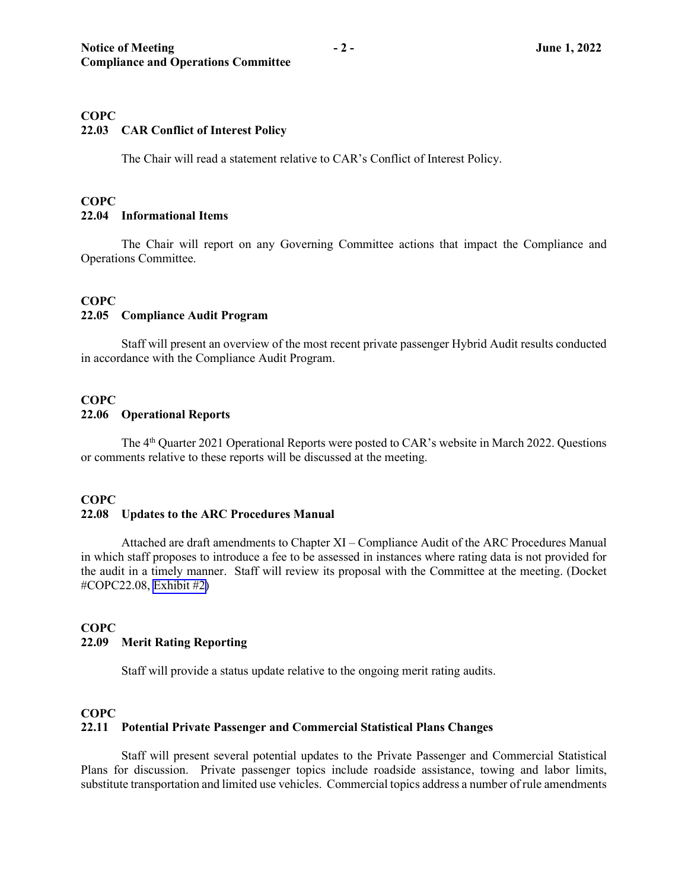**COPC**
**22.03 CAR Conflict of Interest Policy**

The Chair will read a statement relative to CAR's Conflict of Interest Policy.

**COPC**
**22.04 Informational Items**

The Chair will report on any Governing Committee actions that impact the Compliance and Operations Committee.

**COPC**
**22.05 Compliance Audit Program**

Staff will present an overview of the most recent private passenger Hybrid Audit results conducted in accordance with the Compliance Audit Program.

**COPC**
**22.06 Operational Reports**

The 4th Quarter 2021 Operational Reports were posted to CAR's website in March 2022. Questions or comments relative to these reports will be discussed at the meeting.

**COPC**
**22.08 Updates to the ARC Procedures Manual**

Attached are draft amendments to Chapter XI – Compliance Audit of the ARC Procedures Manual in which staff proposes to introduce a fee to be assessed in instances where rating data is not provided for the audit in a timely manner. Staff will review its proposal with the Committee at the meeting. (Docket #COPC22.08, Exhibit #2)

**COPC**
**22.09 Merit Rating Reporting**

Staff will provide a status update relative to the ongoing merit rating audits.

**COPC**
**22.11 Potential Private Passenger and Commercial Statistical Plans Changes**

Staff will present several potential updates to the Private Passenger and Commercial Statistical Plans for discussion. Private passenger topics include roadside assistance, towing and labor limits, substitute transportation and limited use vehicles. Commercial topics address a number of rule amendments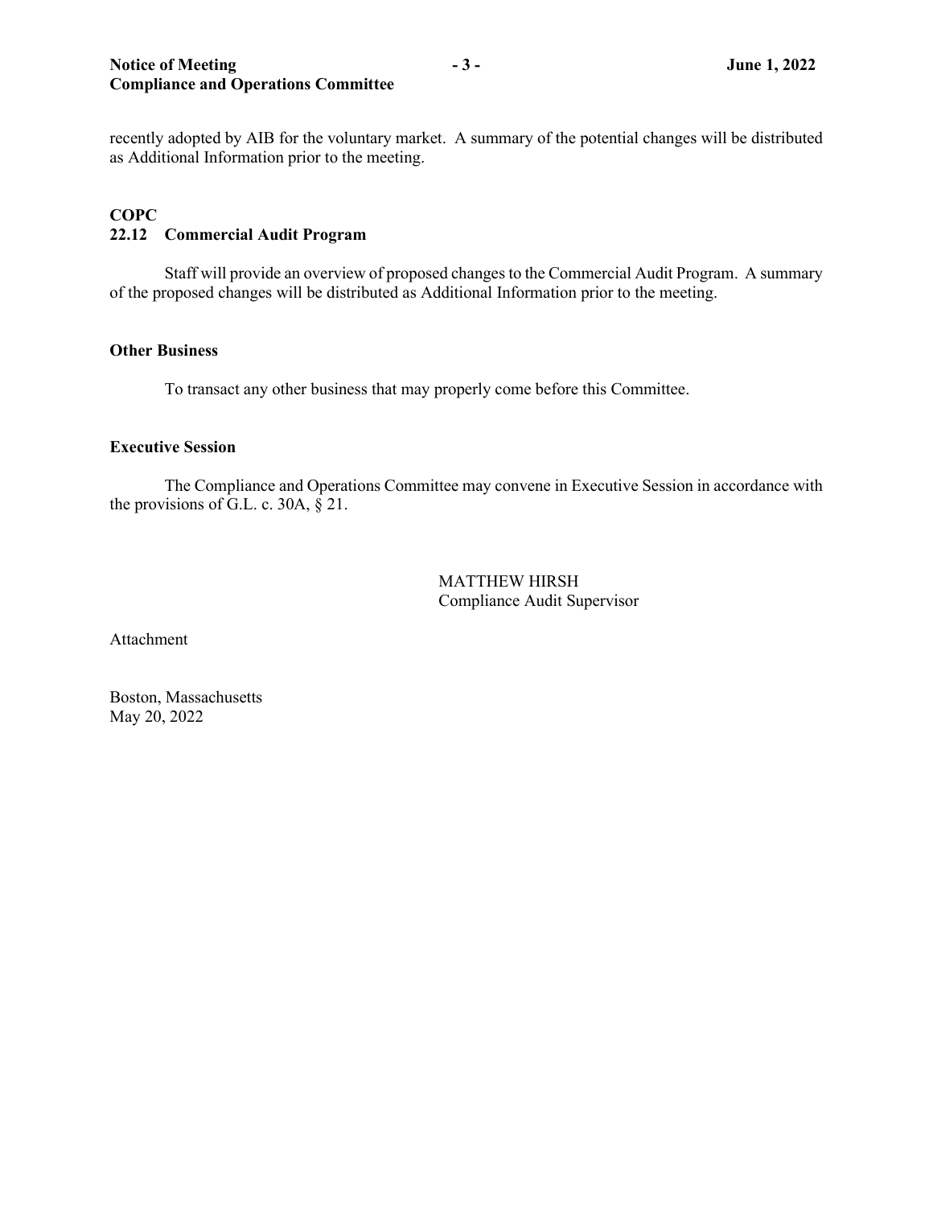recently adopted by AIB for the voluntary market. A summary of the potential changes will be distributed as Additional Information prior to the meeting.

**COPC**
**22.12 Commercial Audit Program**

Staff will provide an overview of proposed changes to the Commercial Audit Program. A summary of the proposed changes will be distributed as Additional Information prior to the meeting.

**Other Business**

To transact any other business that may properly come before this Committee.

**Executive Session**

The Compliance and Operations Committee may convene in Executive Session in accordance with the provisions of G.L. c. 30A, § 21.

MATTHEW HIRSH
Compliance Audit Supervisor

Attachment

Boston, Massachusetts
May 20, 2022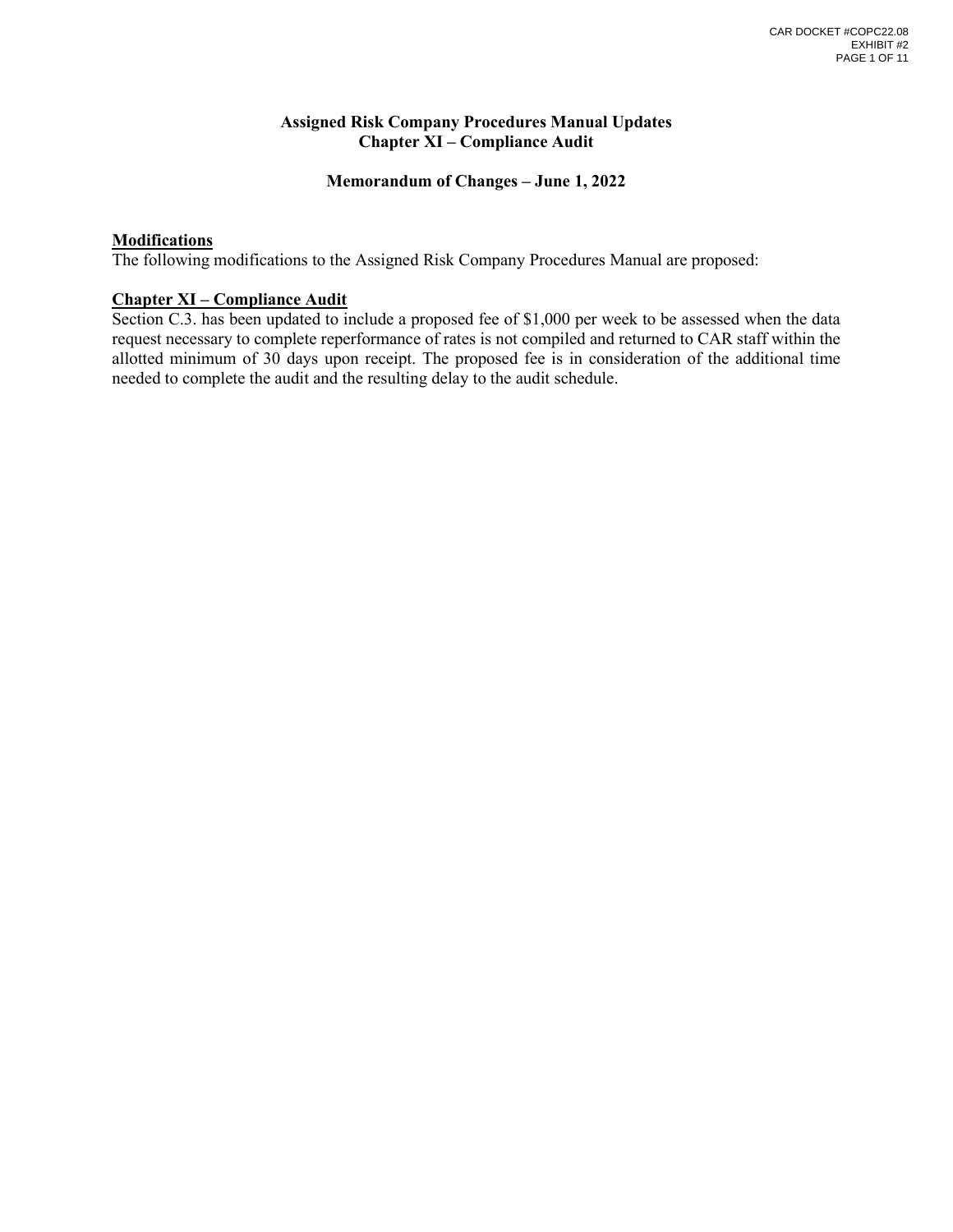# Assigned Risk Company Procedures Manual Updates
## Chapter XI – Compliance Audit

### Memorandum of Changes – June 1, 2022

**Modifications**

The following modifications to the Assigned Risk Company Procedures Manual are proposed:

**Chapter XI – Compliance Audit**

Section C.3. has been updated to include a proposed fee of $1,000 per week to be assessed when the data request necessary to complete reperformance of rates is not compiled and returned to CAR staff within the allotted minimum of 30 days upon receipt. The proposed fee is in consideration of the additional time needed to complete the audit and the resulting delay to the audit schedule.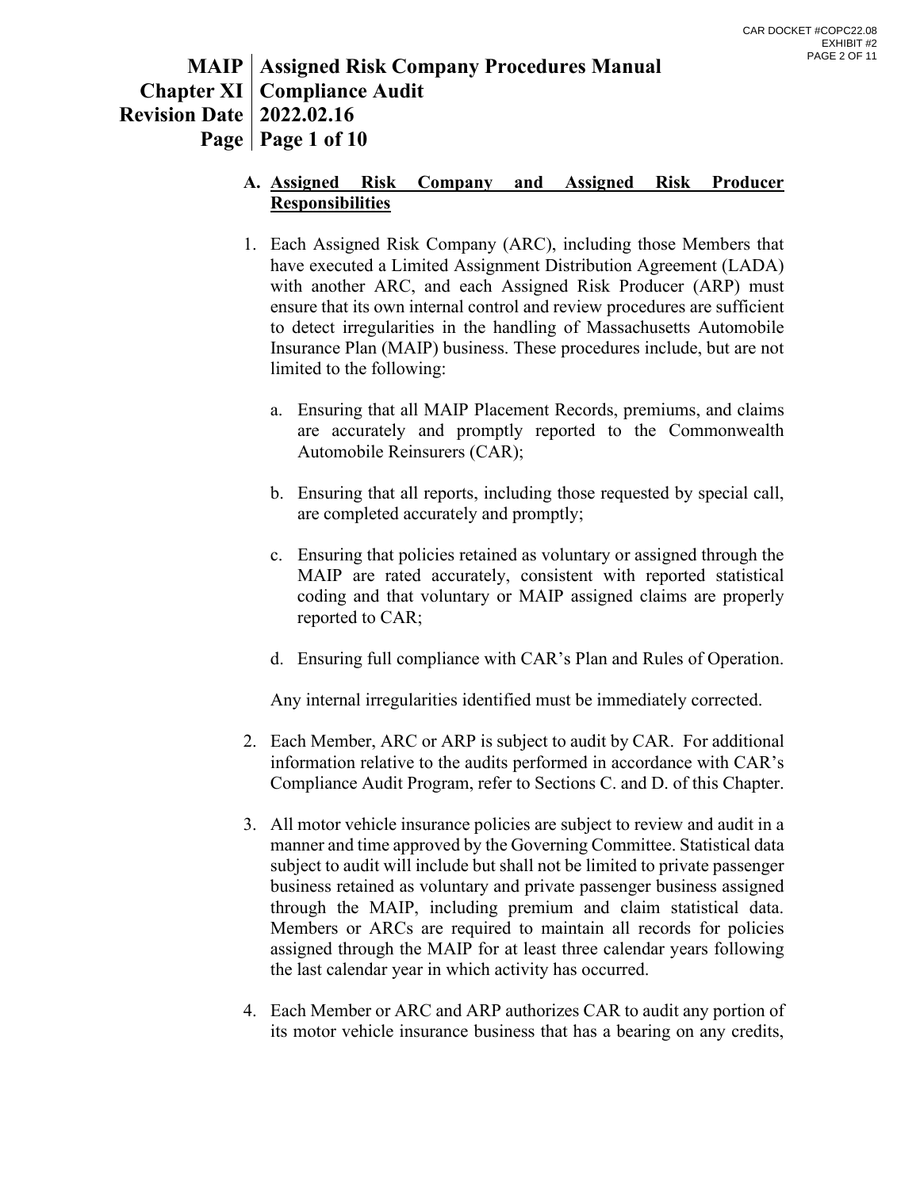### A. Assigned Risk Company and Assigned Risk Producer Responsibilities

1. Each Assigned Risk Company (ARC), including those Members that have executed a Limited Assignment Distribution Agreement (LADA) with another ARC, and each Assigned Risk Producer (ARP) must ensure that its own internal control and review procedures are sufficient to detect irregularities in the handling of Massachusetts Automobile Insurance Plan (MAIP) business. These procedures include, but are not limited to the following:

   a. Ensuring that all MAIP Placement Records, premiums, and claims are accurately and promptly reported to the Commonwealth Automobile Reinsurers (CAR);

   b. Ensuring that all reports, including those requested by special call, are completed accurately and promptly;

   c. Ensuring that policies retained as voluntary or assigned through the MAIP are rated accurately, consistent with reported statistical coding and that voluntary or MAIP assigned claims are properly reported to CAR;

   d. Ensuring full compliance with CAR's Plan and Rules of Operation.

   Any internal irregularities identified must be immediately corrected.

2. Each Member, ARC or ARP is subject to audit by CAR. For additional information relative to the audits performed in accordance with CAR's Compliance Audit Program, refer to Sections C. and D. of this Chapter.

3. All motor vehicle insurance policies are subject to review and audit in a manner and time approved by the Governing Committee. Statistical data subject to audit will include but shall not be limited to private passenger business retained as voluntary and private passenger business assigned through the MAIP, including premium and claim statistical data. Members or ARCs are required to maintain all records for policies assigned through the MAIP for at least three calendar years following the last calendar year in which activity has occurred.

4. Each Member or ARC and ARP authorizes CAR to audit any portion of its motor vehicle insurance business that has a bearing on any credits,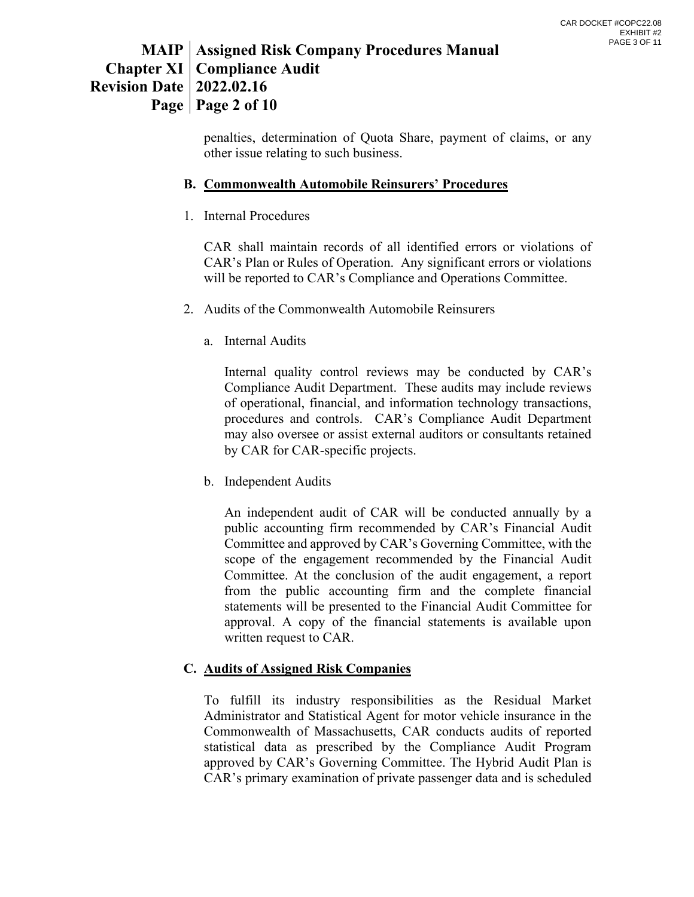penalties, determination of Quota Share, payment of claims, or any other issue relating to such business.

### B. Commonwealth Automobile Reinsurers' Procedures

1. Internal Procedures

   CAR shall maintain records of all identified errors or violations of CAR's Plan or Rules of Operation. Any significant errors or violations will be reported to CAR's Compliance and Operations Committee.

2. Audits of the Commonwealth Automobile Reinsurers

   a. Internal Audits

      Internal quality control reviews may be conducted by CAR's Compliance Audit Department. These audits may include reviews of operational, financial, and information technology transactions, procedures and controls. CAR's Compliance Audit Department may also oversee or assist external auditors or consultants retained by CAR for CAR-specific projects.

   b. Independent Audits

      An independent audit of CAR will be conducted annually by a public accounting firm recommended by CAR's Financial Audit Committee and approved by CAR's Governing Committee, with the scope of the engagement recommended by the Financial Audit Committee. At the conclusion of the audit engagement, a report from the public accounting firm and the complete financial statements will be presented to the Financial Audit Committee for approval. A copy of the financial statements is available upon written request to CAR.

### C. Audits of Assigned Risk Companies

To fulfill its industry responsibilities as the Residual Market Administrator and Statistical Agent for motor vehicle insurance in the Commonwealth of Massachusetts, CAR conducts audits of reported statistical data as prescribed by the Compliance Audit Program approved by CAR's Governing Committee. The Hybrid Audit Plan is CAR's primary examination of private passenger data and is scheduled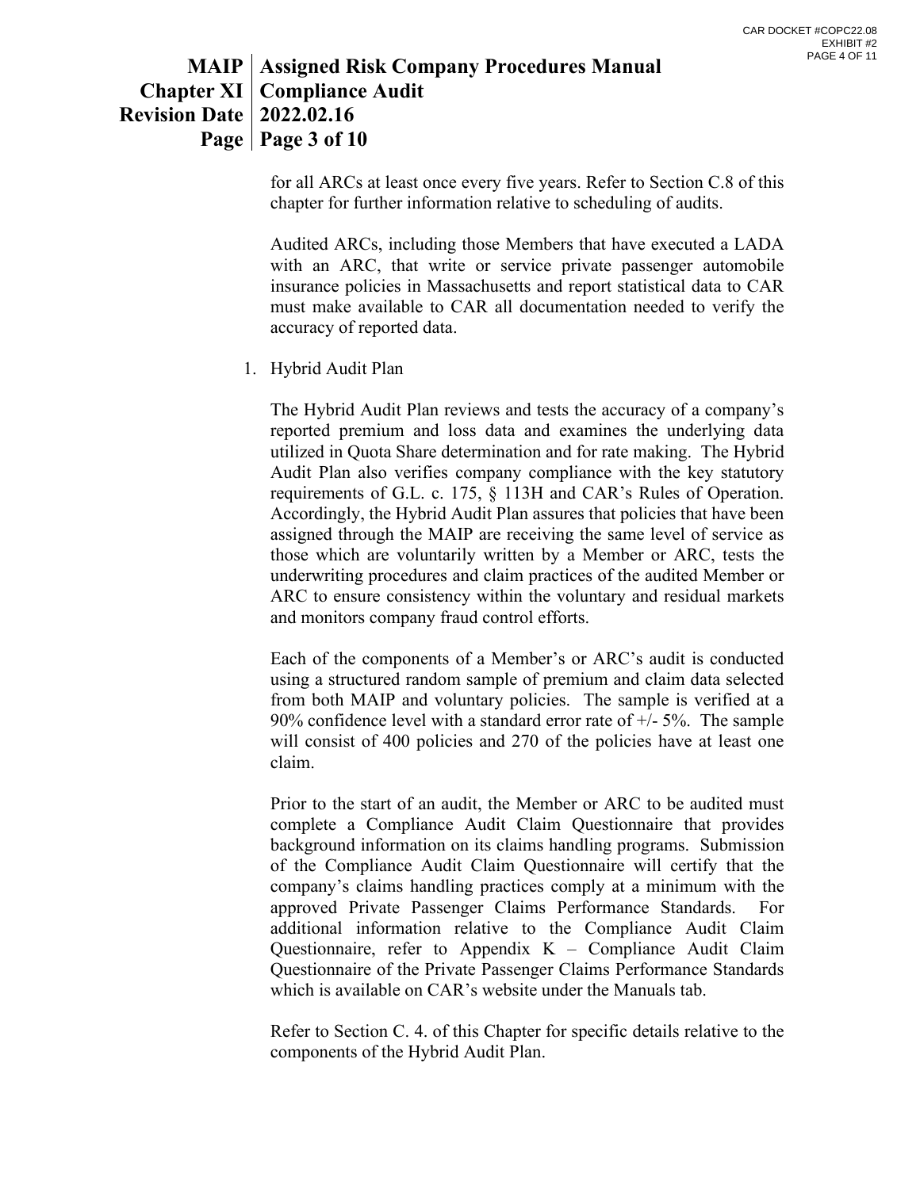for all ARCs at least once every five years. Refer to Section C.8 of this chapter for further information relative to scheduling of audits.

Audited ARCs, including those Members that have executed a LADA with an ARC, that write or service private passenger automobile insurance policies in Massachusetts and report statistical data to CAR must make available to CAR all documentation needed to verify the accuracy of reported data.

1. Hybrid Audit Plan

   The Hybrid Audit Plan reviews and tests the accuracy of a company's reported premium and loss data and examines the underlying data utilized in Quota Share determination and for rate making. The Hybrid Audit Plan also verifies company compliance with the key statutory requirements of G.L. c. 175, § 113H and CAR's Rules of Operation. Accordingly, the Hybrid Audit Plan assures that policies that have been assigned through the MAIP are receiving the same level of service as those which are voluntarily written by a Member or ARC, tests the underwriting procedures and claim practices of the audited Member or ARC to ensure consistency within the voluntary and residual markets and monitors company fraud control efforts.

   Each of the components of a Member's or ARC's audit is conducted using a structured random sample of premium and claim data selected from both MAIP and voluntary policies. The sample is verified at a 90% confidence level with a standard error rate of +/- 5%. The sample will consist of 400 policies and 270 of the policies have at least one claim.

   Prior to the start of an audit, the Member or ARC to be audited must complete a Compliance Audit Claim Questionnaire that provides background information on its claims handling programs. Submission of the Compliance Audit Claim Questionnaire will certify that the company's claims handling practices comply at a minimum with the approved Private Passenger Claims Performance Standards. For additional information relative to the Compliance Audit Claim Questionnaire, refer to Appendix K – Compliance Audit Claim Questionnaire of the Private Passenger Claims Performance Standards which is available on CAR's website under the Manuals tab.

   Refer to Section C. 4. of this Chapter for specific details relative to the components of the Hybrid Audit Plan.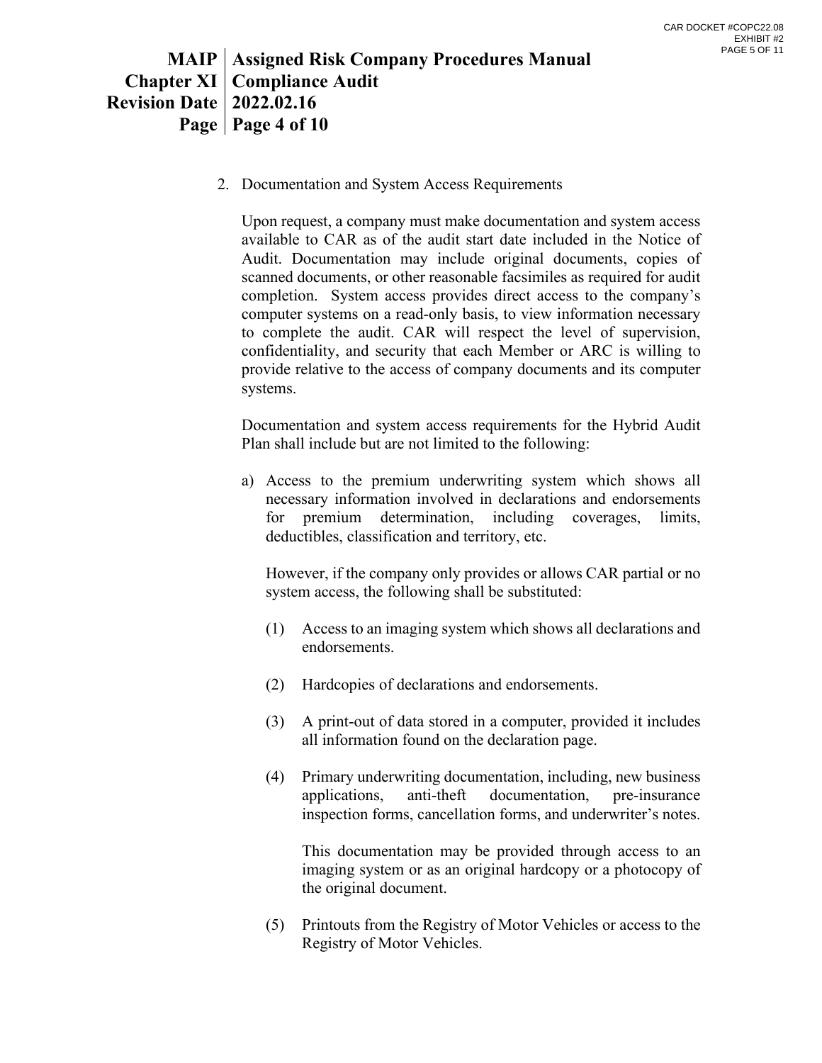2. Documentation and System Access Requirements

   Upon request, a company must make documentation and system access available to CAR as of the audit start date included in the Notice of Audit. Documentation may include original documents, copies of scanned documents, or other reasonable facsimiles as required for audit completion. System access provides direct access to the company's computer systems on a read-only basis, to view information necessary to complete the audit. CAR will respect the level of supervision, confidentiality, and security that each Member or ARC is willing to provide relative to the access of company documents and its computer systems.

   Documentation and system access requirements for the Hybrid Audit Plan shall include but are not limited to the following:

   a) Access to the premium underwriting system which shows all necessary information involved in declarations and endorsements for premium determination, including coverages, limits, deductibles, classification and territory, etc.

      However, if the company only provides or allows CAR partial or no system access, the following shall be substituted:

      (1) Access to an imaging system which shows all declarations and endorsements.

      (2) Hardcopies of declarations and endorsements.

      (3) A print-out of data stored in a computer, provided it includes all information found on the declaration page.

      (4) Primary underwriting documentation, including, new business applications, anti-theft documentation, pre-insurance inspection forms, cancellation forms, and underwriter's notes.

          This documentation may be provided through access to an imaging system or as an original hardcopy or a photocopy of the original document.

      (5) Printouts from the Registry of Motor Vehicles or access to the Registry of Motor Vehicles.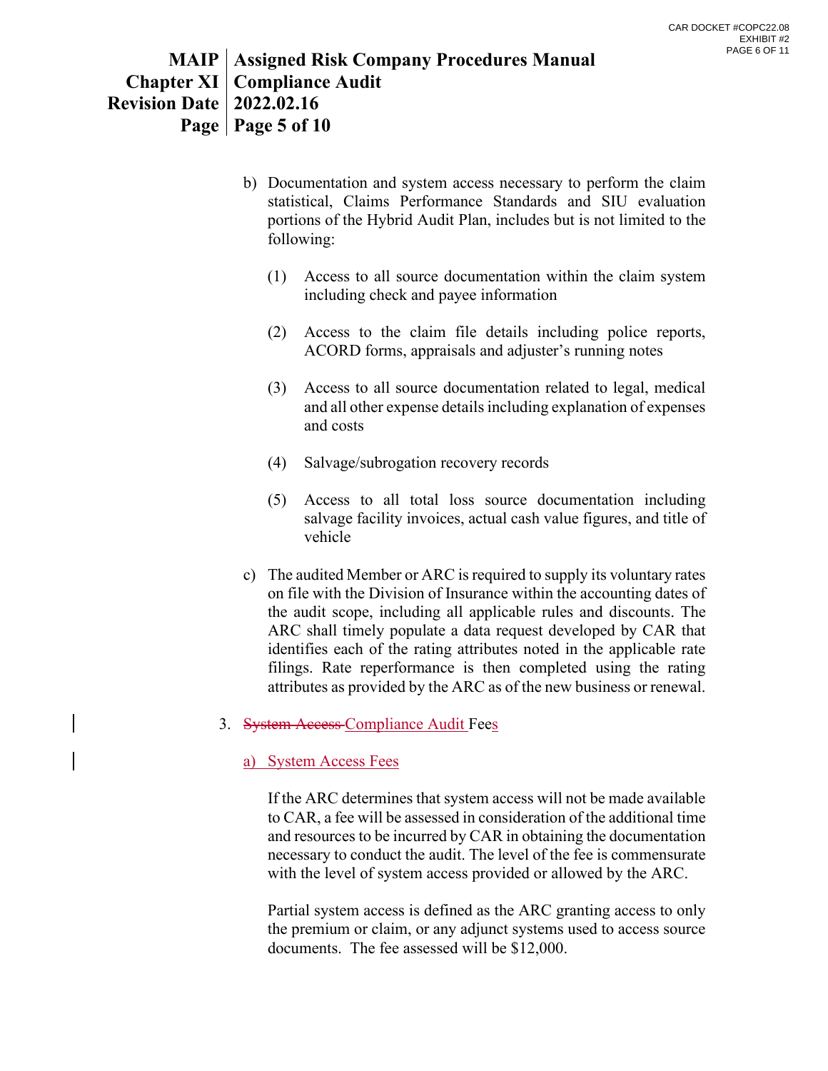b) Documentation and system access necessary to perform the claim statistical, Claims Performance Standards and SIU evaluation portions of the Hybrid Audit Plan, includes but is not limited to the following:

   (1) Access to all source documentation within the claim system including check and payee information

   (2) Access to the claim file details including police reports, ACORD forms, appraisals and adjuster's running notes

   (3) Access to all source documentation related to legal, medical and all other expense details including explanation of expenses and costs

   (4) Salvage/subrogation recovery records

   (5) Access to all total loss source documentation including salvage facility invoices, actual cash value figures, and title of vehicle

c) The audited Member or ARC is required to supply its voluntary rates on file with the Division of Insurance within the accounting dates of the audit scope, including all applicable rules and discounts. The ARC shall timely populate a data request developed by CAR that identifies each of the rating attributes noted in the applicable rate filings. Rate reperformance is then completed using the rating attributes as provided by the ARC as of the new business or renewal.

3. ~~System Access~~ Compliance Audit Fees

   a) System Access Fees

   If the ARC determines that system access will not be made available to CAR, a fee will be assessed in consideration of the additional time and resources to be incurred by CAR in obtaining the documentation necessary to conduct the audit. The level of the fee is commensurate with the level of system access provided or allowed by the ARC.

   Partial system access is defined as the ARC granting access to only the premium or claim, or any adjunct systems used to access source documents. The fee assessed will be $12,000.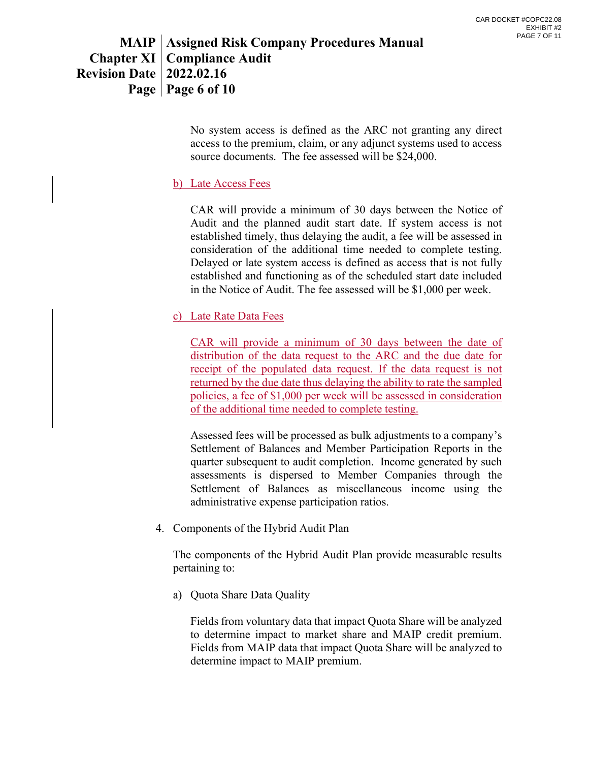No system access is defined as the ARC not granting any direct access to the premium, claim, or any adjunct systems used to access source documents. The fee assessed will be $24,000.

b) Late Access Fees

CAR will provide a minimum of 30 days between the Notice of Audit and the planned audit start date. If system access is not established timely, thus delaying the audit, a fee will be assessed in consideration of the additional time needed to complete testing. Delayed or late system access is defined as access that is not fully established and functioning as of the scheduled start date included in the Notice of Audit. The fee assessed will be $1,000 per week.

c) Late Rate Data Fees

CAR will provide a minimum of 30 days between the date of distribution of the data request to the ARC and the due date for receipt of the populated data request. If the data request is not returned by the due date thus delaying the ability to rate the sampled policies, a fee of $1,000 per week will be assessed in consideration of the additional time needed to complete testing.

Assessed fees will be processed as bulk adjustments to a company's Settlement of Balances and Member Participation Reports in the quarter subsequent to audit completion. Income generated by such assessments is dispersed to Member Companies through the Settlement of Balances as miscellaneous income using the administrative expense participation ratios.

4. Components of the Hybrid Audit Plan

The components of the Hybrid Audit Plan provide measurable results pertaining to:

a) Quota Share Data Quality

Fields from voluntary data that impact Quota Share will be analyzed to determine impact to market share and MAIP credit premium. Fields from MAIP data that impact Quota Share will be analyzed to determine impact to MAIP premium.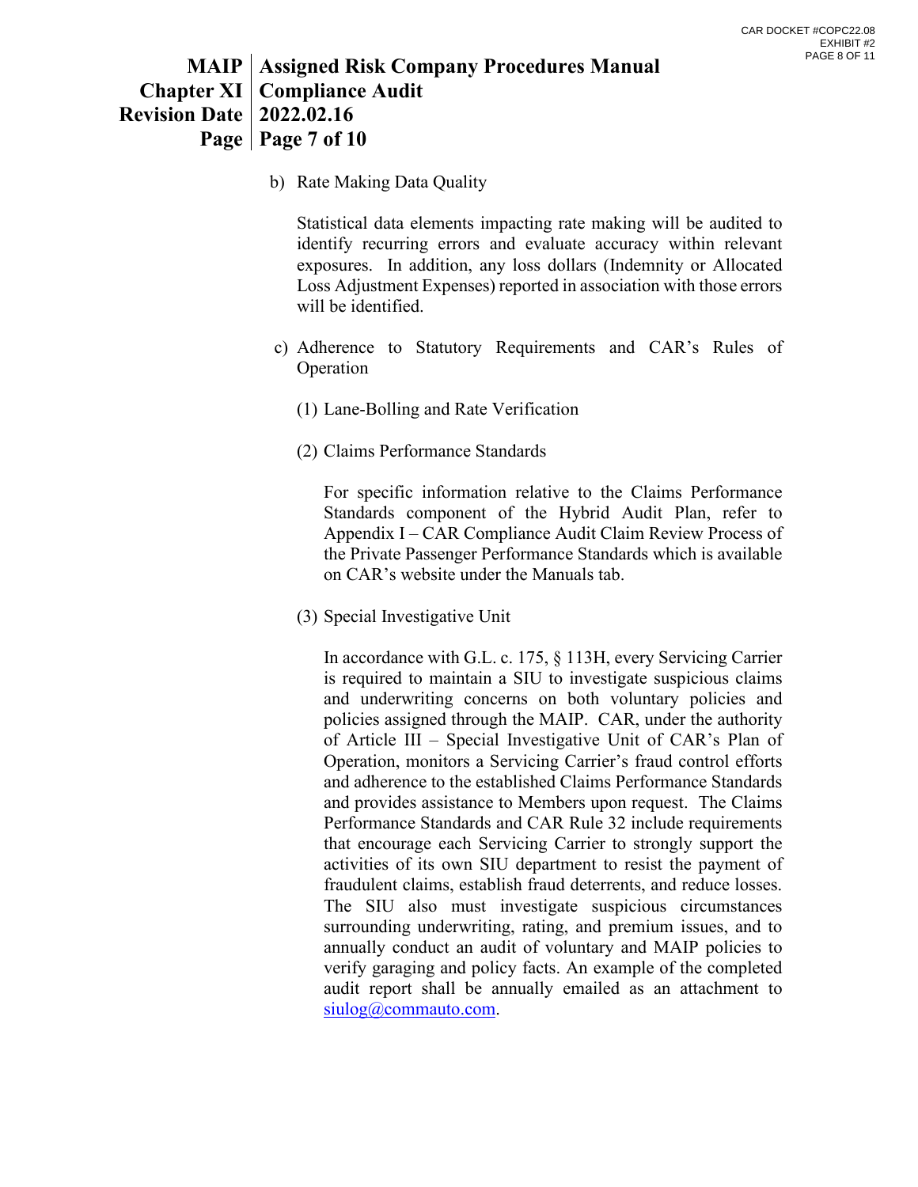b) Rate Making Data Quality

Statistical data elements impacting rate making will be audited to identify recurring errors and evaluate accuracy within relevant exposures. In addition, any loss dollars (Indemnity or Allocated Loss Adjustment Expenses) reported in association with those errors will be identified.

c) Adherence to Statutory Requirements and CAR's Rules of Operation

(1) Lane-Bolling and Rate Verification

(2) Claims Performance Standards

For specific information relative to the Claims Performance Standards component of the Hybrid Audit Plan, refer to Appendix I – CAR Compliance Audit Claim Review Process of the Private Passenger Performance Standards which is available on CAR's website under the Manuals tab.

(3) Special Investigative Unit

In accordance with G.L. c. 175, § 113H, every Servicing Carrier is required to maintain a SIU to investigate suspicious claims and underwriting concerns on both voluntary policies and policies assigned through the MAIP. CAR, under the authority of Article III – Special Investigative Unit of CAR's Plan of Operation, monitors a Servicing Carrier's fraud control efforts and adherence to the established Claims Performance Standards and provides assistance to Members upon request. The Claims Performance Standards and CAR Rule 32 include requirements that encourage each Servicing Carrier to strongly support the activities of its own SIU department to resist the payment of fraudulent claims, establish fraud deterrents, and reduce losses. The SIU also must investigate suspicious circumstances surrounding underwriting, rating, and premium issues, and to annually conduct an audit of voluntary and MAIP policies to verify garaging and policy facts. An example of the completed audit report shall be annually emailed as an attachment to siulog@commauto.com.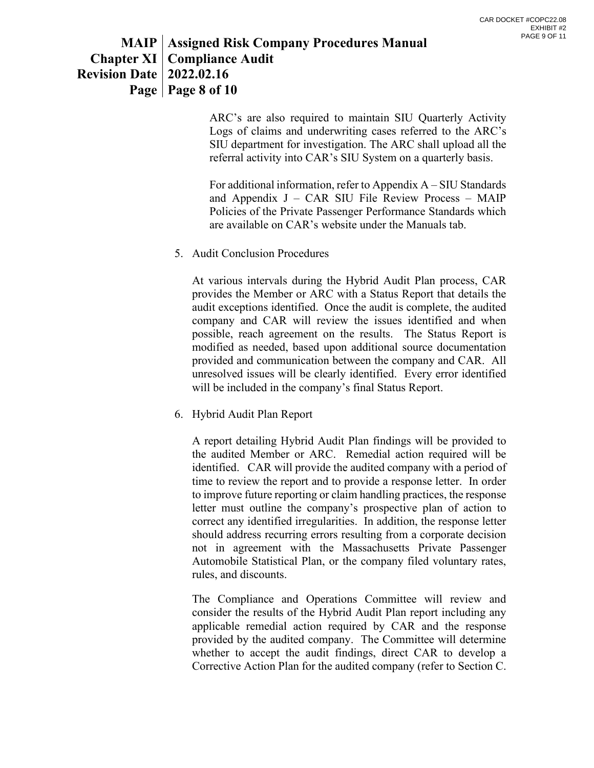ARC's are also required to maintain SIU Quarterly Activity Logs of claims and underwriting cases referred to the ARC's SIU department for investigation. The ARC shall upload all the referral activity into CAR's SIU System on a quarterly basis.

For additional information, refer to Appendix A – SIU Standards and Appendix J – CAR SIU File Review Process – MAIP Policies of the Private Passenger Performance Standards which are available on CAR's website under the Manuals tab.

5. Audit Conclusion Procedures

   At various intervals during the Hybrid Audit Plan process, CAR provides the Member or ARC with a Status Report that details the audit exceptions identified. Once the audit is complete, the audited company and CAR will review the issues identified and when possible, reach agreement on the results. The Status Report is modified as needed, based upon additional source documentation provided and communication between the company and CAR. All unresolved issues will be clearly identified. Every error identified will be included in the company's final Status Report.

6. Hybrid Audit Plan Report

   A report detailing Hybrid Audit Plan findings will be provided to the audited Member or ARC. Remedial action required will be identified. CAR will provide the audited company with a period of time to review the report and to provide a response letter. In order to improve future reporting or claim handling practices, the response letter must outline the company's prospective plan of action to correct any identified irregularities. In addition, the response letter should address recurring errors resulting from a corporate decision not in agreement with the Massachusetts Private Passenger Automobile Statistical Plan, or the company filed voluntary rates, rules, and discounts.

   The Compliance and Operations Committee will review and consider the results of the Hybrid Audit Plan report including any applicable remedial action required by CAR and the response provided by the audited company. The Committee will determine whether to accept the audit findings, direct CAR to develop a Corrective Action Plan for the audited company (refer to Section C.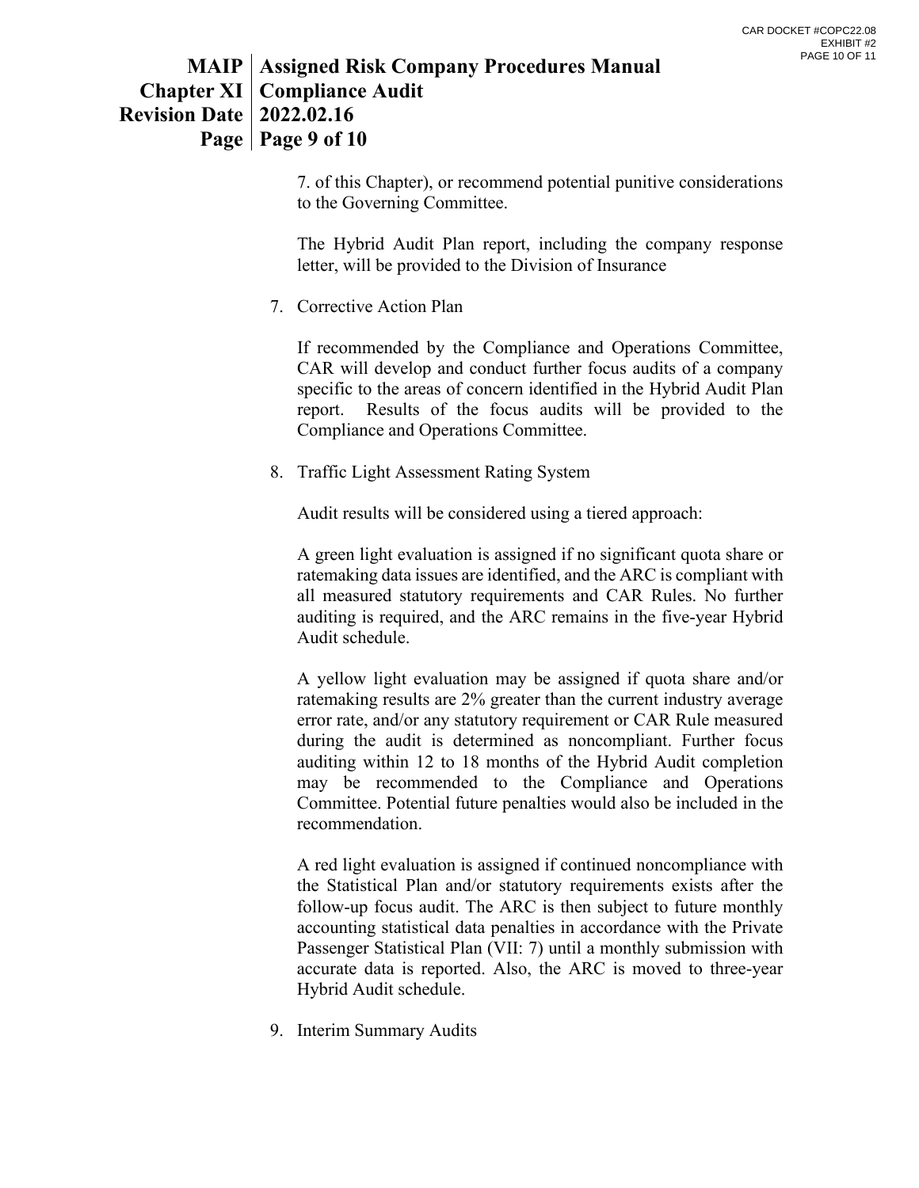7. of this Chapter), or recommend potential punitive considerations to the Governing Committee.

The Hybrid Audit Plan report, including the company response letter, will be provided to the Division of Insurance

7. Corrective Action Plan

   If recommended by the Compliance and Operations Committee, CAR will develop and conduct further focus audits of a company specific to the areas of concern identified in the Hybrid Audit Plan report. Results of the focus audits will be provided to the Compliance and Operations Committee.

8. Traffic Light Assessment Rating System

   Audit results will be considered using a tiered approach:

   A green light evaluation is assigned if no significant quota share or ratemaking data issues are identified, and the ARC is compliant with all measured statutory requirements and CAR Rules. No further auditing is required, and the ARC remains in the five-year Hybrid Audit schedule.

   A yellow light evaluation may be assigned if quota share and/or ratemaking results are 2% greater than the current industry average error rate, and/or any statutory requirement or CAR Rule measured during the audit is determined as noncompliant. Further focus auditing within 12 to 18 months of the Hybrid Audit completion may be recommended to the Compliance and Operations Committee. Potential future penalties would also be included in the recommendation.

   A red light evaluation is assigned if continued noncompliance with the Statistical Plan and/or statutory requirements exists after the follow-up focus audit. The ARC is then subject to future monthly accounting statistical data penalties in accordance with the Private Passenger Statistical Plan (VII: 7) until a monthly submission with accurate data is reported. Also, the ARC is moved to three-year Hybrid Audit schedule.

9. Interim Summary Audits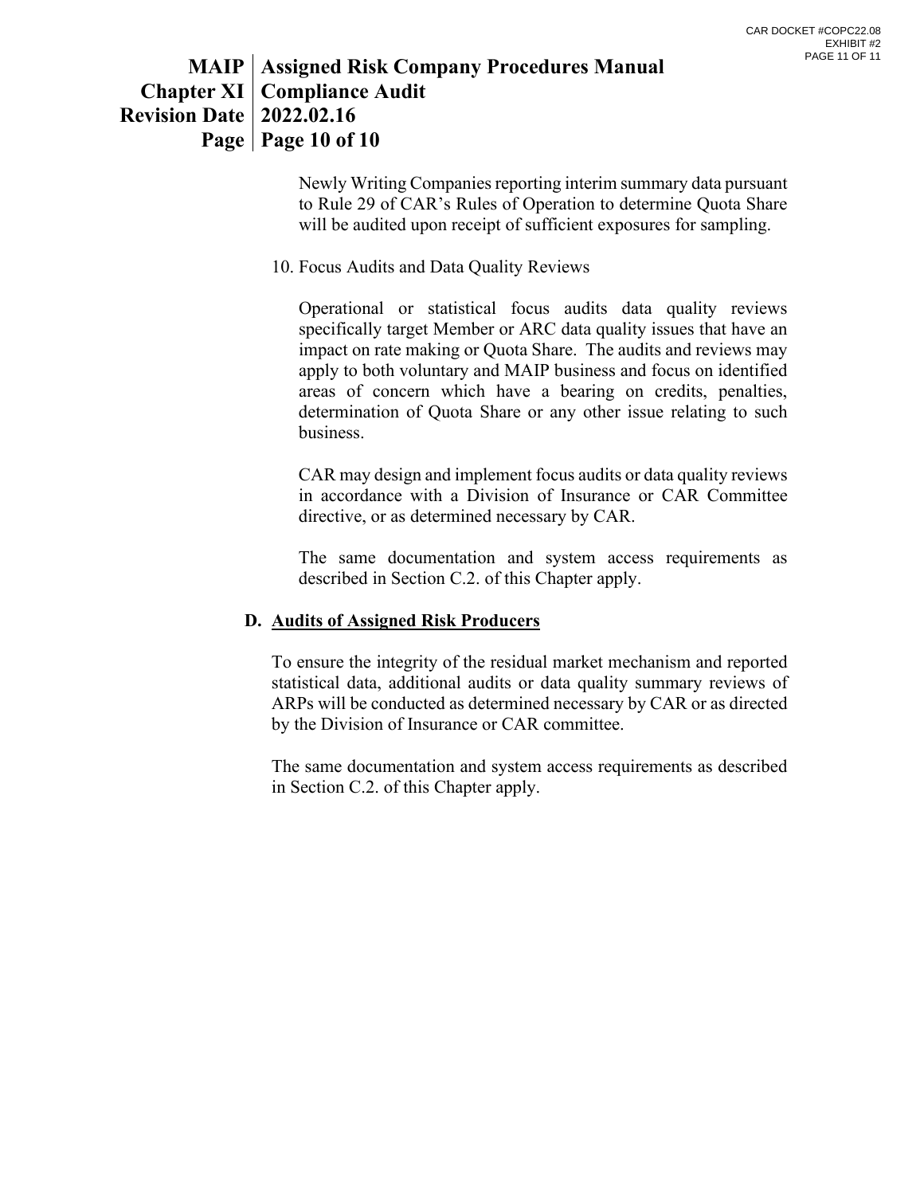Newly Writing Companies reporting interim summary data pursuant to Rule 29 of CAR's Rules of Operation to determine Quota Share will be audited upon receipt of sufficient exposures for sampling.

10. Focus Audits and Data Quality Reviews

    Operational or statistical focus audits data quality reviews specifically target Member or ARC data quality issues that have an impact on rate making or Quota Share. The audits and reviews may apply to both voluntary and MAIP business and focus on identified areas of concern which have a bearing on credits, penalties, determination of Quota Share or any other issue relating to such business.

    CAR may design and implement focus audits or data quality reviews in accordance with a Division of Insurance or CAR Committee directive, or as determined necessary by CAR.

    The same documentation and system access requirements as described in Section C.2. of this Chapter apply.

### D. Audits of Assigned Risk Producers

To ensure the integrity of the residual market mechanism and reported statistical data, additional audits or data quality summary reviews of ARPs will be conducted as determined necessary by CAR or as directed by the Division of Insurance or CAR committee.

The same documentation and system access requirements as described in Section C.2. of this Chapter apply.